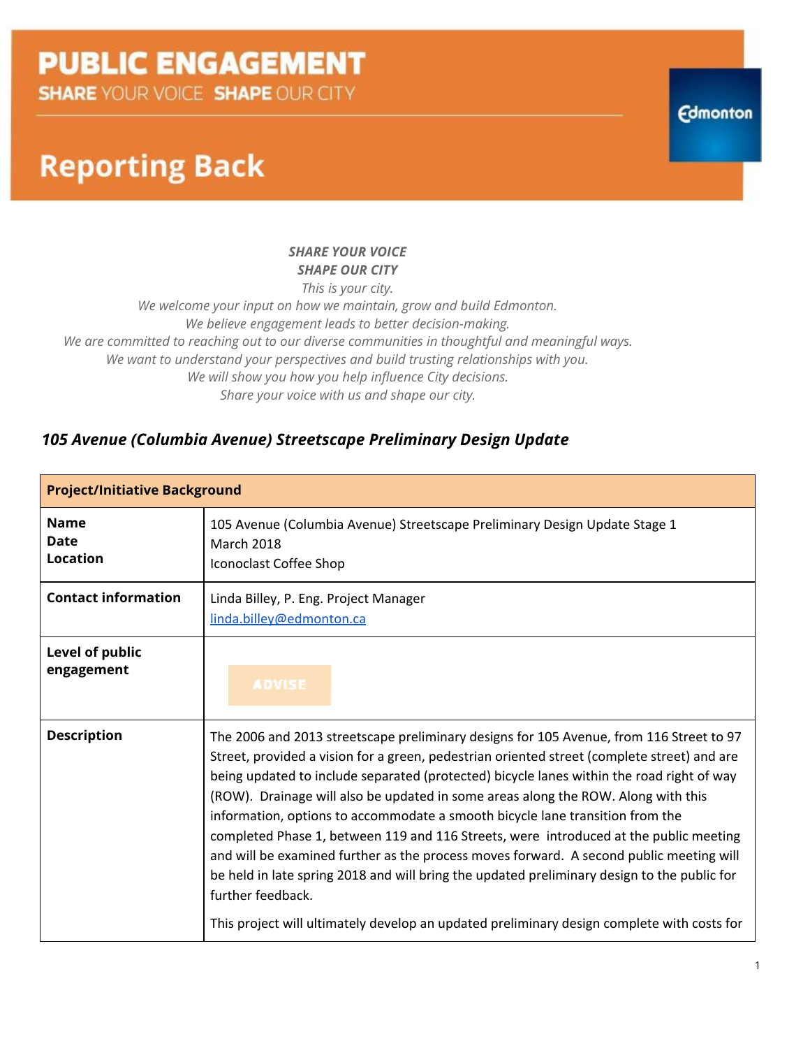# PUBLIC ENGAGEMENT

**SHARE** YOUR VOICE **SHAPE** OUR CITY

Edmonton

## Reporting Back

***SHARE YOUR VOICE***
***SHAPE OUR CITY***
*This is your city.*
*We welcome your input on how we maintain, grow and build Edmonton.*
*We believe engagement leads to better decision-making.*
*We are committed to reaching out to our diverse communities in thoughtful and meaningful ways.*
*We want to understand your perspectives and build trusting relationships with you.*
*We will show you how you help influence City decisions.*
*Share your voice with us and shape our city.*

### *105 Avenue (Columbia Avenue) Streetscape Preliminary Design Update*

| **Project/Initiative Background** | |
|---|---|
| **Name**<br>**Date**<br>**Location** | 105 Avenue (Columbia Avenue) Streetscape Preliminary Design Update Stage 1<br>March 2018<br>Iconoclast Coffee Shop |
| **Contact information** | Linda Billey, P. Eng. Project Manager<br>linda.billey@edmonton.ca |
| **Level of public engagement** | ADVISE |
| **Description** | The 2006 and 2013 streetscape preliminary designs for 105 Avenue, from 116 Street to 97 Street, provided a vision for a green, pedestrian oriented street (complete street) and are being updated to include separated (protected) bicycle lanes within the road right of way (ROW). Drainage will also be updated in some areas along the ROW. Along with this information, options to accommodate a smooth bicycle lane transition from the completed Phase 1, between 119 and 116 Streets, were introduced at the public meeting and will be examined further as the process moves forward. A second public meeting will be held in late spring 2018 and will bring the updated preliminary design to the public for further feedback.<br><br>This project will ultimately develop an updated preliminary design complete with costs for |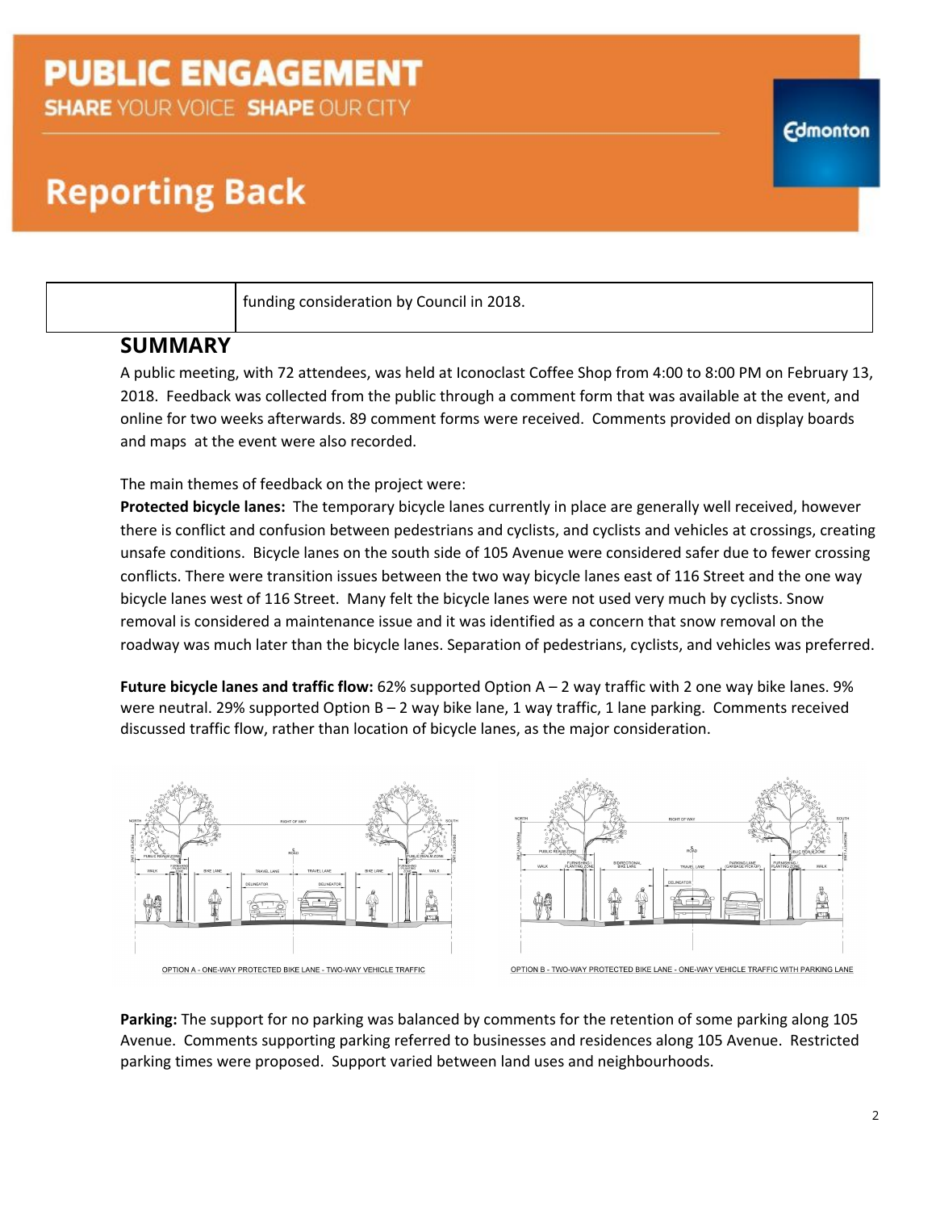| | funding consideration by Council in 2018. |
|---|---|

## SUMMARY

A public meeting, with 72 attendees, was held at Iconoclast Coffee Shop from 4:00 to 8:00 PM on February 13, 2018. Feedback was collected from the public through a comment form that was available at the event, and online for two weeks afterwards. 89 comment forms were received. Comments provided on display boards and maps at the event were also recorded.

The main themes of feedback on the project were:

**Protected bicycle lanes:** The temporary bicycle lanes currently in place are generally well received, however there is conflict and confusion between pedestrians and cyclists, and cyclists and vehicles at crossings, creating unsafe conditions. Bicycle lanes on the south side of 105 Avenue were considered safer due to fewer crossing conflicts. There were transition issues between the two way bicycle lanes east of 116 Street and the one way bicycle lanes west of 116 Street. Many felt the bicycle lanes were not used very much by cyclists. Snow removal is considered a maintenance issue and it was identified as a concern that snow removal on the roadway was much later than the bicycle lanes. Separation of pedestrians, cyclists, and vehicles was preferred.

**Future bicycle lanes and traffic flow:** 62% supported Option A – 2 way traffic with 2 one way bike lanes. 9% were neutral. 29% supported Option B – 2 way bike lane, 1 way traffic, 1 lane parking. Comments received discussed traffic flow, rather than location of bicycle lanes, as the major consideration.

OPTION A - ONE-WAY PROTECTED BIKE LANE - TWO-WAY VEHICLE TRAFFIC

OPTION B - TWO-WAY PROTECTED BIKE LANE - ONE-WAY VEHICLE TRAFFIC WITH PARKING LANE

**Parking:** The support for no parking was balanced by comments for the retention of some parking along 105 Avenue. Comments supporting parking referred to businesses and residences along 105 Avenue. Restricted parking times were proposed. Support varied between land uses and neighbourhoods.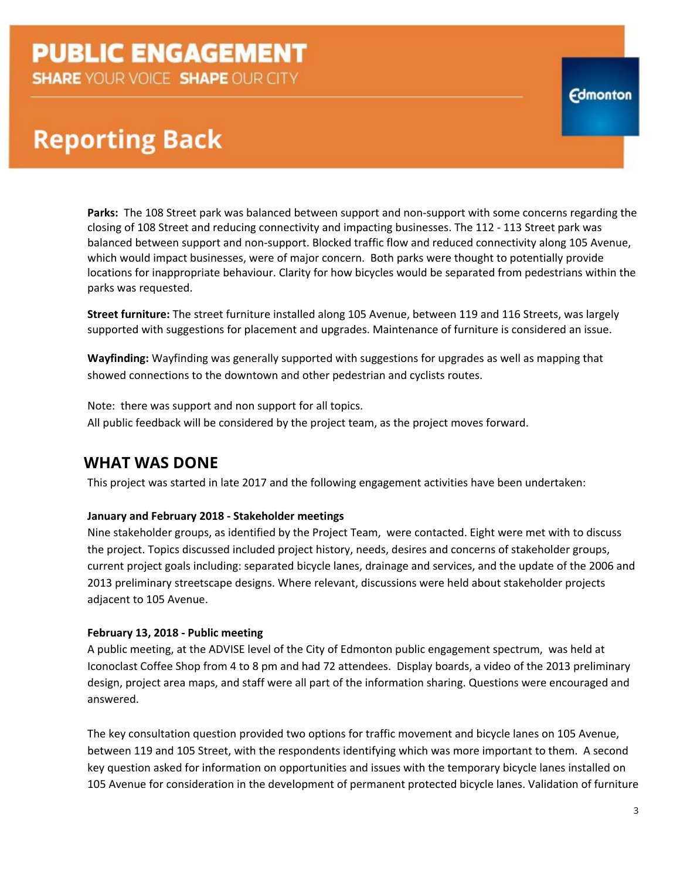**Parks:** The 108 Street park was balanced between support and non-support with some concerns regarding the closing of 108 Street and reducing connectivity and impacting businesses. The 112 - 113 Street park was balanced between support and non-support. Blocked traffic flow and reduced connectivity along 105 Avenue, which would impact businesses, were of major concern. Both parks were thought to potentially provide locations for inappropriate behaviour. Clarity for how bicycles would be separated from pedestrians within the parks was requested.

**Street furniture:** The street furniture installed along 105 Avenue, between 119 and 116 Streets, was largely supported with suggestions for placement and upgrades. Maintenance of furniture is considered an issue.

**Wayfinding:** Wayfinding was generally supported with suggestions for upgrades as well as mapping that showed connections to the downtown and other pedestrian and cyclists routes.

Note: there was support and non support for all topics.
All public feedback will be considered by the project team, as the project moves forward.

## WHAT WAS DONE

This project was started in late 2017 and the following engagement activities have been undertaken:

**January and February 2018 - Stakeholder meetings**

Nine stakeholder groups, as identified by the Project Team, were contacted. Eight were met with to discuss the project. Topics discussed included project history, needs, desires and concerns of stakeholder groups, current project goals including: separated bicycle lanes, drainage and services, and the update of the 2006 and 2013 preliminary streetscape designs. Where relevant, discussions were held about stakeholder projects adjacent to 105 Avenue.

**February 13, 2018 - Public meeting**

A public meeting, at the ADVISE level of the City of Edmonton public engagement spectrum, was held at Iconoclast Coffee Shop from 4 to 8 pm and had 72 attendees. Display boards, a video of the 2013 preliminary design, project area maps, and staff were all part of the information sharing. Questions were encouraged and answered.

The key consultation question provided two options for traffic movement and bicycle lanes on 105 Avenue, between 119 and 105 Street, with the respondents identifying which was more important to them. A second key question asked for information on opportunities and issues with the temporary bicycle lanes installed on 105 Avenue for consideration in the development of permanent protected bicycle lanes. Validation of furniture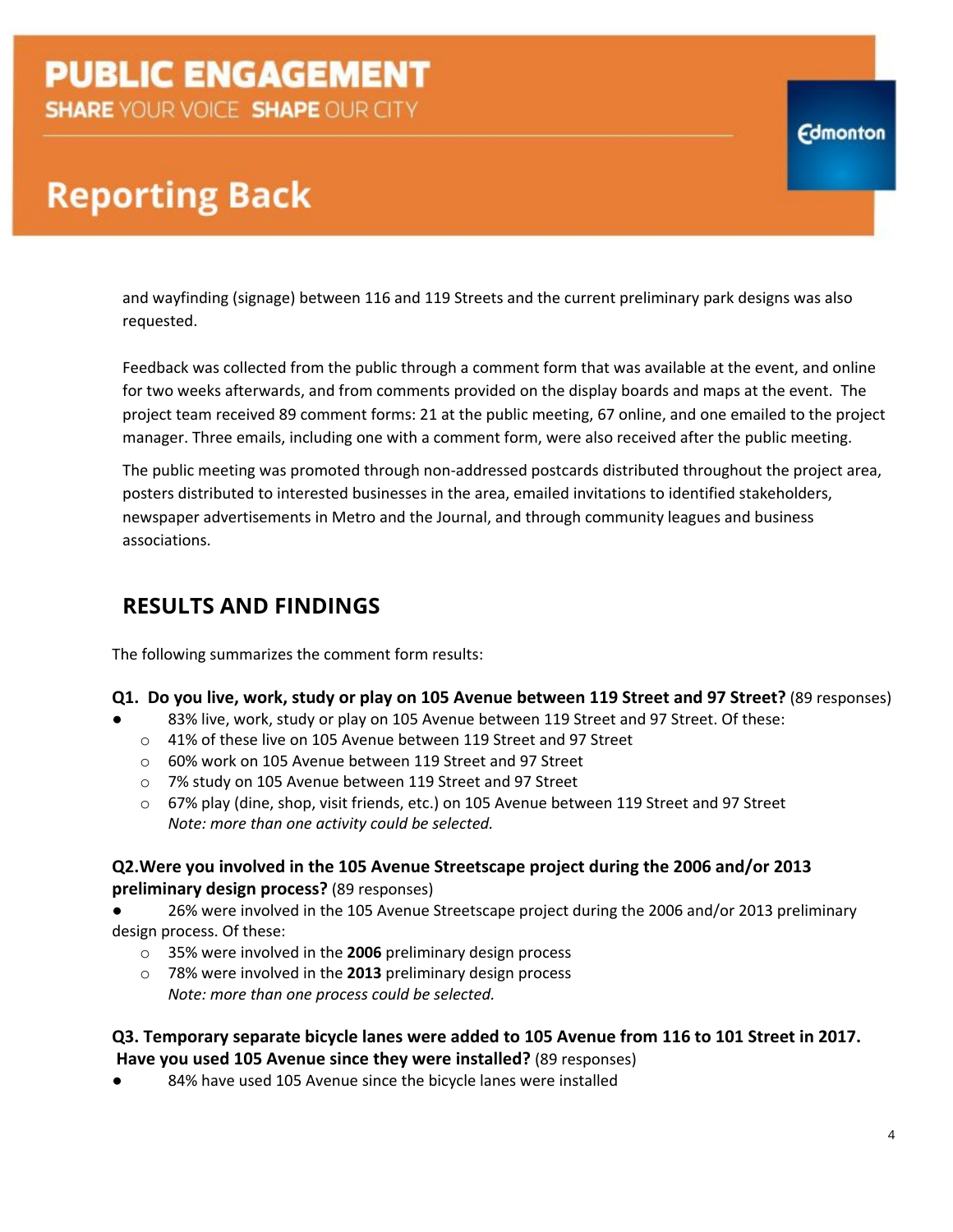and wayfinding (signage) between 116 and 119 Streets and the current preliminary park designs was also requested.

Feedback was collected from the public through a comment form that was available at the event, and online for two weeks afterwards, and from comments provided on the display boards and maps at the event. The project team received 89 comment forms: 21 at the public meeting, 67 online, and one emailed to the project manager. Three emails, including one with a comment form, were also received after the public meeting.

The public meeting was promoted through non-addressed postcards distributed throughout the project area, posters distributed to interested businesses in the area, emailed invitations to identified stakeholders, newspaper advertisements in Metro and the Journal, and through community leagues and business associations.

## RESULTS AND FINDINGS

The following summarizes the comment form results:

**Q1. Do you live, work, study or play on 105 Avenue between 119 Street and 97 Street?** (89 responses)

- 83% live, work, study or play on 105 Avenue between 119 Street and 97 Street. Of these:
  - 41% of these live on 105 Avenue between 119 Street and 97 Street
  - 60% work on 105 Avenue between 119 Street and 97 Street
  - 7% study on 105 Avenue between 119 Street and 97 Street
  - 67% play (dine, shop, visit friends, etc.) on 105 Avenue between 119 Street and 97 Street

    *Note: more than one activity could be selected.*

**Q2. Were you involved in the 105 Avenue Streetscape project during the 2006 and/or 2013 preliminary design process?** (89 responses)

- 26% were involved in the 105 Avenue Streetscape project during the 2006 and/or 2013 preliminary design process. Of these:
  - 35% were involved in the **2006** preliminary design process
  - 78% were involved in the **2013** preliminary design process

    *Note: more than one process could be selected.*

**Q3. Temporary separate bicycle lanes were added to 105 Avenue from 116 to 101 Street in 2017. Have you used 105 Avenue since they were installed?** (89 responses)

- 84% have used 105 Avenue since the bicycle lanes were installed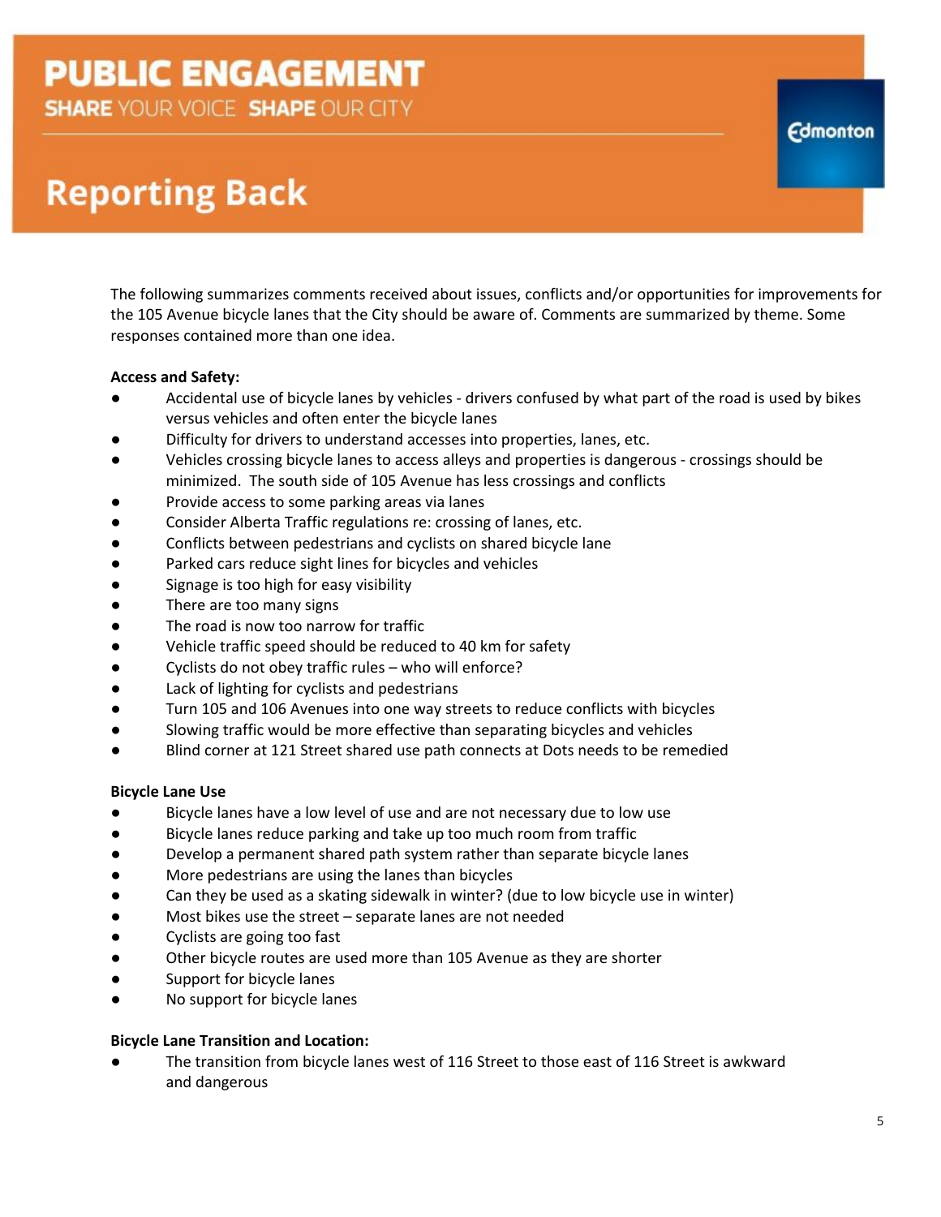# PUBLIC ENGAGEMENT

**SHARE** YOUR VOICE **SHAPE** OUR CITY

## Reporting Back

The following summarizes comments received about issues, conflicts and/or opportunities for improvements for the 105 Avenue bicycle lanes that the City should be aware of. Comments are summarized by theme. Some responses contained more than one idea.

**Access and Safety:**

- Accidental use of bicycle lanes by vehicles - drivers confused by what part of the road is used by bikes versus vehicles and often enter the bicycle lanes
- Difficulty for drivers to understand accesses into properties, lanes, etc.
- Vehicles crossing bicycle lanes to access alleys and properties is dangerous - crossings should be minimized. The south side of 105 Avenue has less crossings and conflicts
- Provide access to some parking areas via lanes
- Consider Alberta Traffic regulations re: crossing of lanes, etc.
- Conflicts between pedestrians and cyclists on shared bicycle lane
- Parked cars reduce sight lines for bicycles and vehicles
- Signage is too high for easy visibility
- There are too many signs
- The road is now too narrow for traffic
- Vehicle traffic speed should be reduced to 40 km for safety
- Cyclists do not obey traffic rules – who will enforce?
- Lack of lighting for cyclists and pedestrians
- Turn 105 and 106 Avenues into one way streets to reduce conflicts with bicycles
- Slowing traffic would be more effective than separating bicycles and vehicles
- Blind corner at 121 Street shared use path connects at Dots needs to be remedied

**Bicycle Lane Use**

- Bicycle lanes have a low level of use and are not necessary due to low use
- Bicycle lanes reduce parking and take up too much room from traffic
- Develop a permanent shared path system rather than separate bicycle lanes
- More pedestrians are using the lanes than bicycles
- Can they be used as a skating sidewalk in winter? (due to low bicycle use in winter)
- Most bikes use the street – separate lanes are not needed
- Cyclists are going too fast
- Other bicycle routes are used more than 105 Avenue as they are shorter
- Support for bicycle lanes
- No support for bicycle lanes

**Bicycle Lane Transition and Location:**

- The transition from bicycle lanes west of 116 Street to those east of 116 Street is awkward and dangerous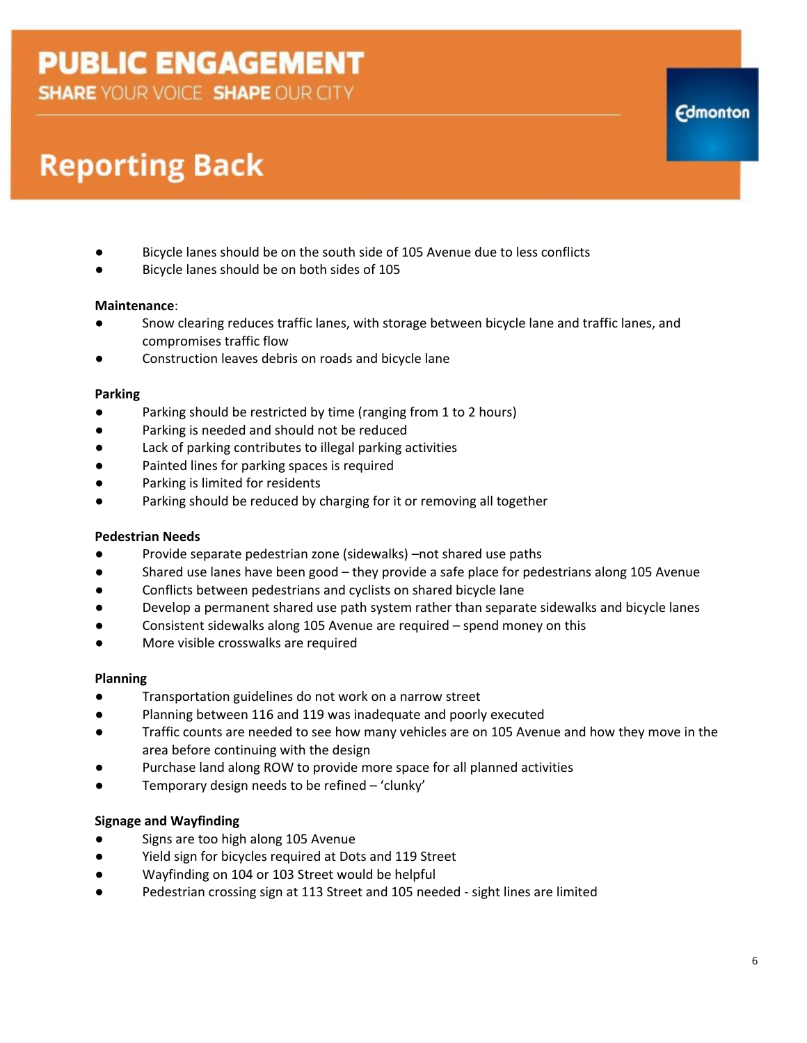- Bicycle lanes should be on the south side of 105 Avenue due to less conflicts
- Bicycle lanes should be on both sides of 105

**Maintenance**:

- Snow clearing reduces traffic lanes, with storage between bicycle lane and traffic lanes, and compromises traffic flow
- Construction leaves debris on roads and bicycle lane

**Parking**

- Parking should be restricted by time (ranging from 1 to 2 hours)
- Parking is needed and should not be reduced
- Lack of parking contributes to illegal parking activities
- Painted lines for parking spaces is required
- Parking is limited for residents
- Parking should be reduced by charging for it or removing all together

**Pedestrian Needs**

- Provide separate pedestrian zone (sidewalks) –not shared use paths
- Shared use lanes have been good – they provide a safe place for pedestrians along 105 Avenue
- Conflicts between pedestrians and cyclists on shared bicycle lane
- Develop a permanent shared use path system rather than separate sidewalks and bicycle lanes
- Consistent sidewalks along 105 Avenue are required – spend money on this
- More visible crosswalks are required

**Planning**

- Transportation guidelines do not work on a narrow street
- Planning between 116 and 119 was inadequate and poorly executed
- Traffic counts are needed to see how many vehicles are on 105 Avenue and how they move in the area before continuing with the design
- Purchase land along ROW to provide more space for all planned activities
- Temporary design needs to be refined – 'clunky'

**Signage and Wayfinding**

- Signs are too high along 105 Avenue
- Yield sign for bicycles required at Dots and 119 Street
- Wayfinding on 104 or 103 Street would be helpful
- Pedestrian crossing sign at 113 Street and 105 needed - sight lines are limited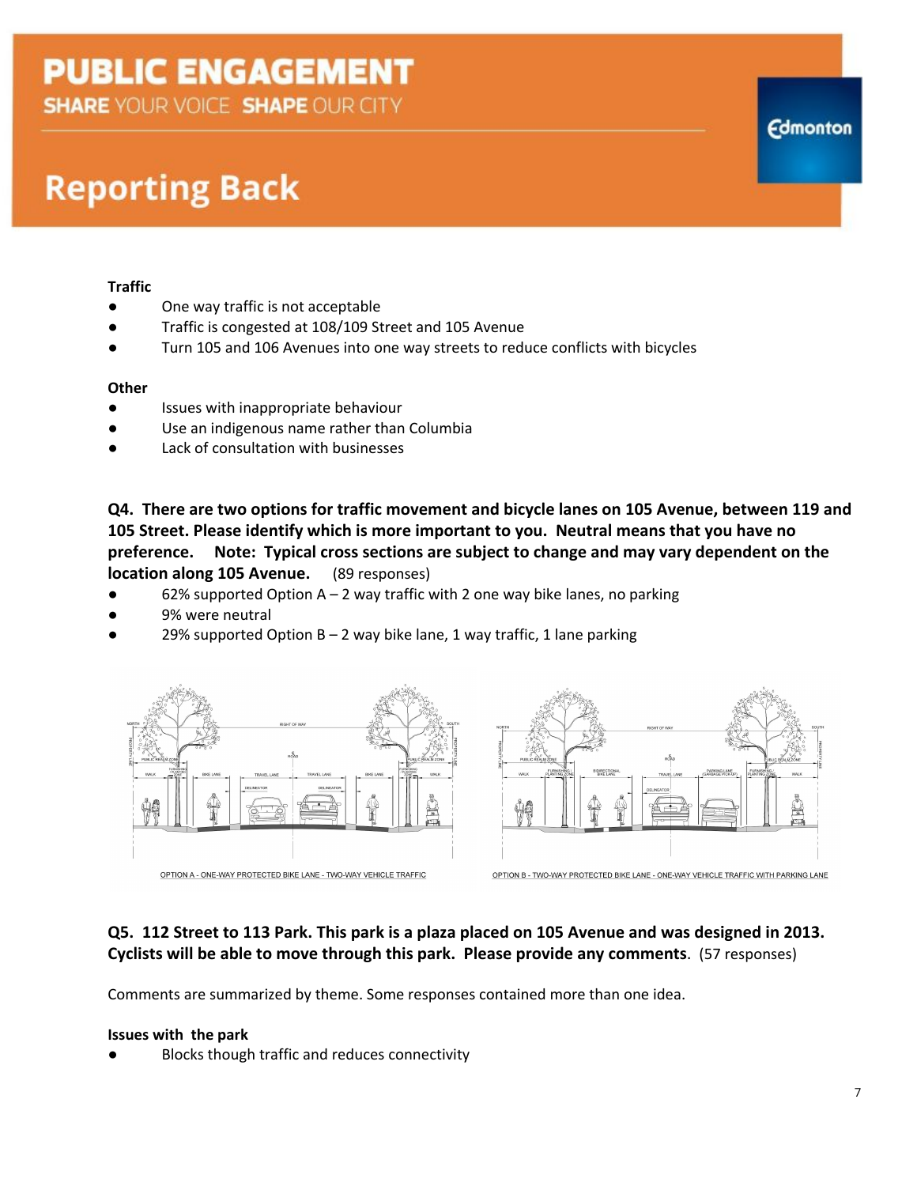**Traffic**

- One way traffic is not acceptable
- Traffic is congested at 108/109 Street and 105 Avenue
- Turn 105 and 106 Avenues into one way streets to reduce conflicts with bicycles

**Other**

- Issues with inappropriate behaviour
- Use an indigenous name rather than Columbia
- Lack of consultation with businesses

**Q4. There are two options for traffic movement and bicycle lanes on 105 Avenue, between 119 and 105 Street. Please identify which is more important to you. Neutral means that you have no preference. Note: Typical cross sections are subject to change and may vary dependent on the location along 105 Avenue.** (89 responses)

- 62% supported Option A – 2 way traffic with 2 one way bike lanes, no parking
- 9% were neutral
- 29% supported Option B – 2 way bike lane, 1 way traffic, 1 lane parking

OPTION A - ONE-WAY PROTECTED BIKE LANE - TWO-WAY VEHICLE TRAFFIC

OPTION B - TWO-WAY PROTECTED BIKE LANE - ONE-WAY VEHICLE TRAFFIC WITH PARKING LANE

**Q5. 112 Street to 113 Park. This park is a plaza placed on 105 Avenue and was designed in 2013. Cyclists will be able to move through this park. Please provide any comments**. (57 responses)

Comments are summarized by theme. Some responses contained more than one idea.

**Issues with the park**

- Blocks though traffic and reduces connectivity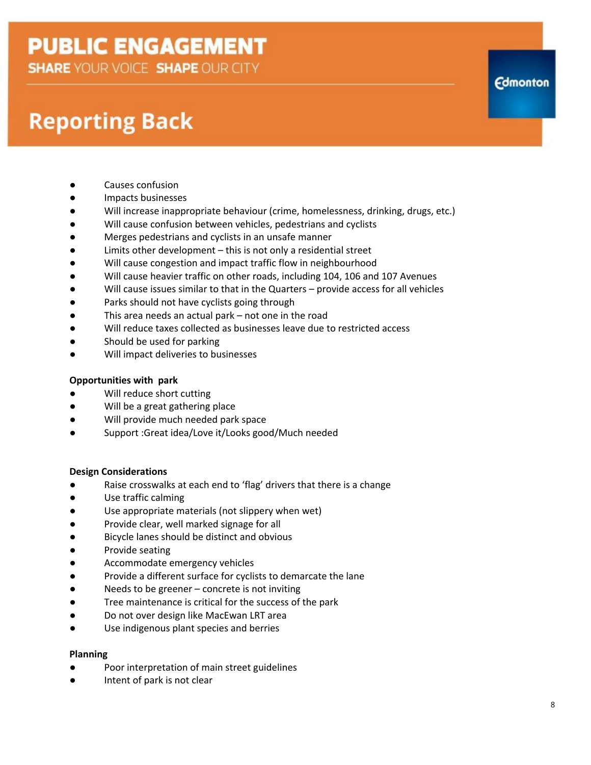- Causes confusion
- Impacts businesses
- Will increase inappropriate behaviour (crime, homelessness, drinking, drugs, etc.)
- Will cause confusion between vehicles, pedestrians and cyclists
- Merges pedestrians and cyclists in an unsafe manner
- Limits other development – this is not only a residential street
- Will cause congestion and impact traffic flow in neighbourhood
- Will cause heavier traffic on other roads, including 104, 106 and 107 Avenues
- Will cause issues similar to that in the Quarters – provide access for all vehicles
- Parks should not have cyclists going through
- This area needs an actual park – not one in the road
- Will reduce taxes collected as businesses leave due to restricted access
- Should be used for parking
- Will impact deliveries to businesses

**Opportunities with park**

- Will reduce short cutting
- Will be a great gathering place
- Will provide much needed park space
- Support :Great idea/Love it/Looks good/Much needed

**Design Considerations**

- Raise crosswalks at each end to 'flag' drivers that there is a change
- Use traffic calming
- Use appropriate materials (not slippery when wet)
- Provide clear, well marked signage for all
- Bicycle lanes should be distinct and obvious
- Provide seating
- Accommodate emergency vehicles
- Provide a different surface for cyclists to demarcate the lane
- Needs to be greener – concrete is not inviting
- Tree maintenance is critical for the success of the park
- Do not over design like MacEwan LRT area
- Use indigenous plant species and berries

**Planning**

- Poor interpretation of main street guidelines
- Intent of park is not clear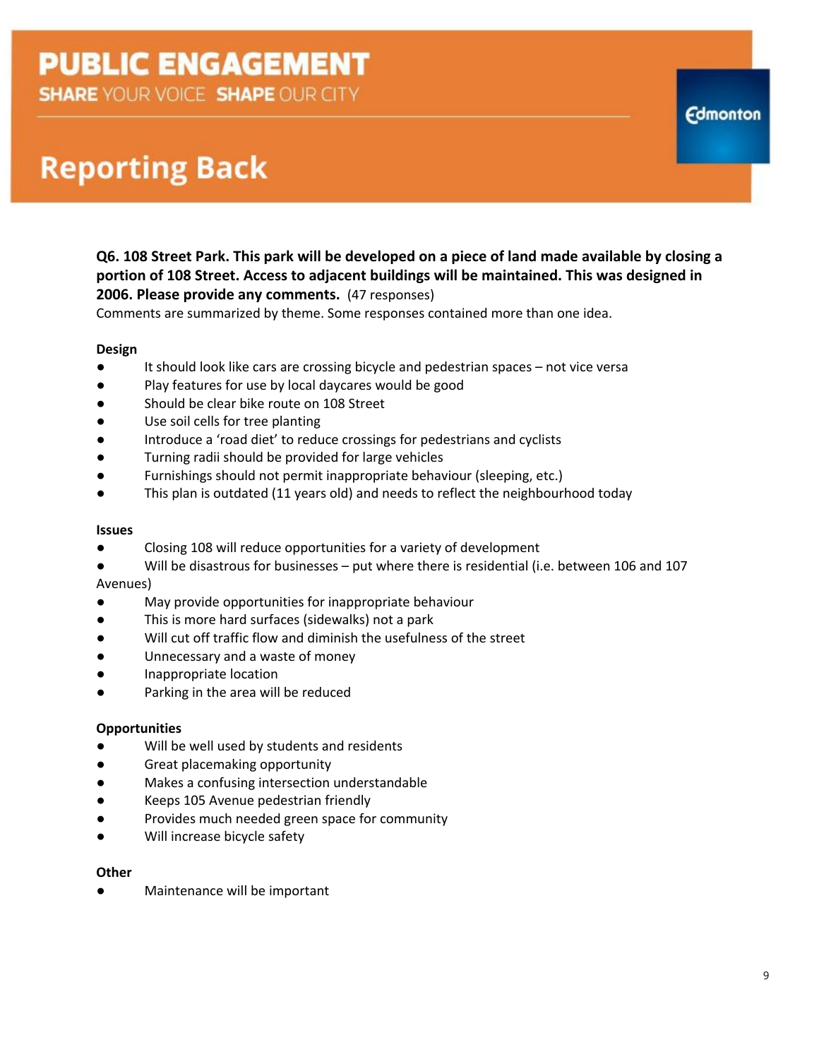# PUBLIC ENGAGEMENT

**SHARE** YOUR VOICE **SHAPE** OUR CITY

Edmonton

## Reporting Back

**Q6. 108 Street Park. This park will be developed on a piece of land made available by closing a portion of 108 Street. Access to adjacent buildings will be maintained. This was designed in 2006. Please provide any comments.** (47 responses)

Comments are summarized by theme. Some responses contained more than one idea.

**Design**

- It should look like cars are crossing bicycle and pedestrian spaces – not vice versa
- Play features for use by local daycares would be good
- Should be clear bike route on 108 Street
- Use soil cells for tree planting
- Introduce a 'road diet' to reduce crossings for pedestrians and cyclists
- Turning radii should be provided for large vehicles
- Furnishings should not permit inappropriate behaviour (sleeping, etc.)
- This plan is outdated (11 years old) and needs to reflect the neighbourhood today

**Issues**

- Closing 108 will reduce opportunities for a variety of development
- Will be disastrous for businesses – put where there is residential (i.e. between 106 and 107 Avenues)
- May provide opportunities for inappropriate behaviour
- This is more hard surfaces (sidewalks) not a park
- Will cut off traffic flow and diminish the usefulness of the street
- Unnecessary and a waste of money
- Inappropriate location
- Parking in the area will be reduced

**Opportunities**

- Will be well used by students and residents
- Great placemaking opportunity
- Makes a confusing intersection understandable
- Keeps 105 Avenue pedestrian friendly
- Provides much needed green space for community
- Will increase bicycle safety

**Other**

- Maintenance will be important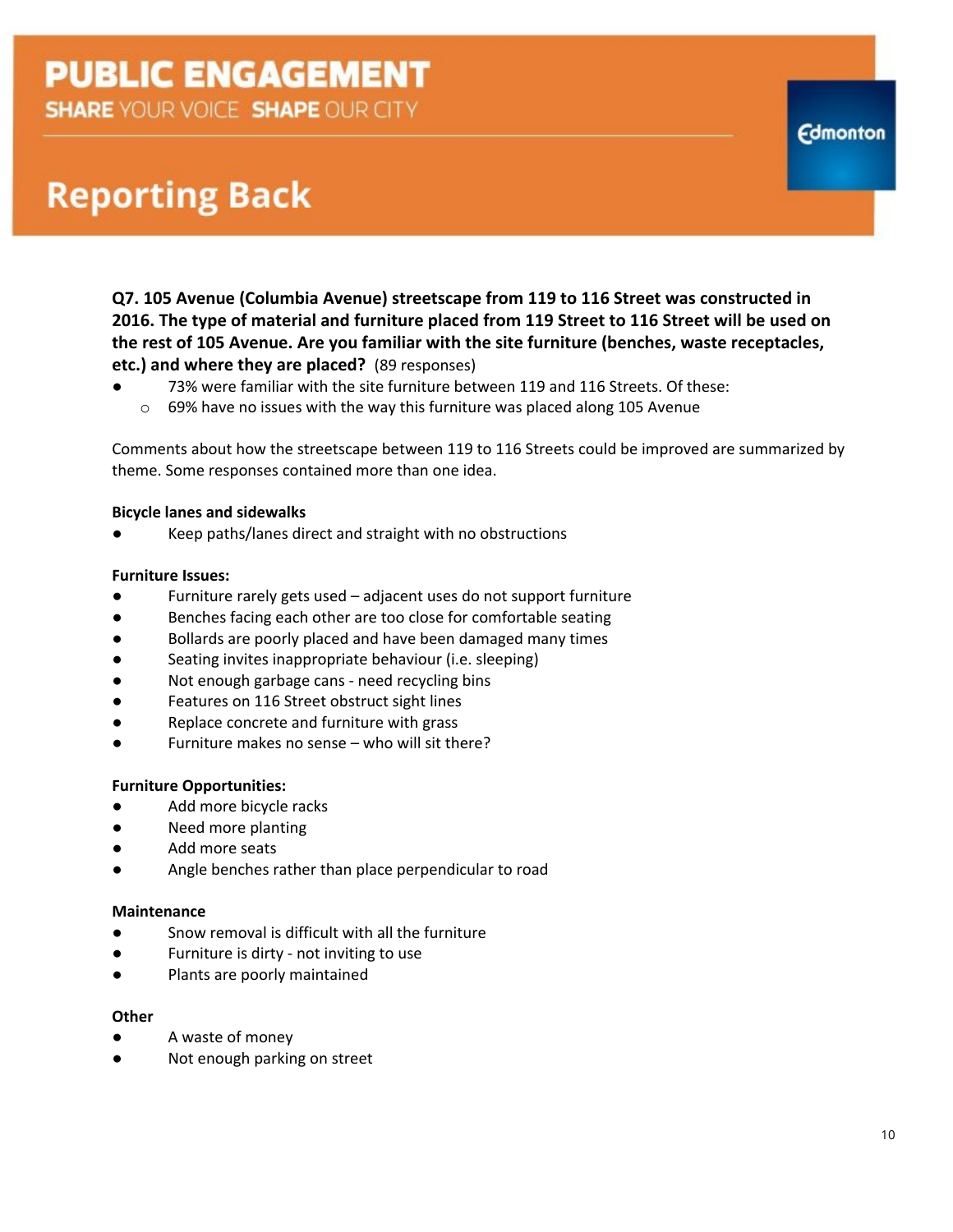**Q7. 105 Avenue (Columbia Avenue) streetscape from 119 to 116 Street was constructed in 2016. The type of material and furniture placed from 119 Street to 116 Street will be used on the rest of 105 Avenue. Are you familiar with the site furniture (benches, waste receptacles, etc.) and where they are placed?** (89 responses)

- 73% were familiar with the site furniture between 119 and 116 Streets. Of these:
  - 69% have no issues with the way this furniture was placed along 105 Avenue

Comments about how the streetscape between 119 to 116 Streets could be improved are summarized by theme. Some responses contained more than one idea.

**Bicycle lanes and sidewalks**

- Keep paths/lanes direct and straight with no obstructions

**Furniture Issues:**

- Furniture rarely gets used – adjacent uses do not support furniture
- Benches facing each other are too close for comfortable seating
- Bollards are poorly placed and have been damaged many times
- Seating invites inappropriate behaviour (i.e. sleeping)
- Not enough garbage cans - need recycling bins
- Features on 116 Street obstruct sight lines
- Replace concrete and furniture with grass
- Furniture makes no sense – who will sit there?

**Furniture Opportunities:**

- Add more bicycle racks
- Need more planting
- Add more seats
- Angle benches rather than place perpendicular to road

**Maintenance**

- Snow removal is difficult with all the furniture
- Furniture is dirty - not inviting to use
- Plants are poorly maintained

**Other**

- A waste of money
- Not enough parking on street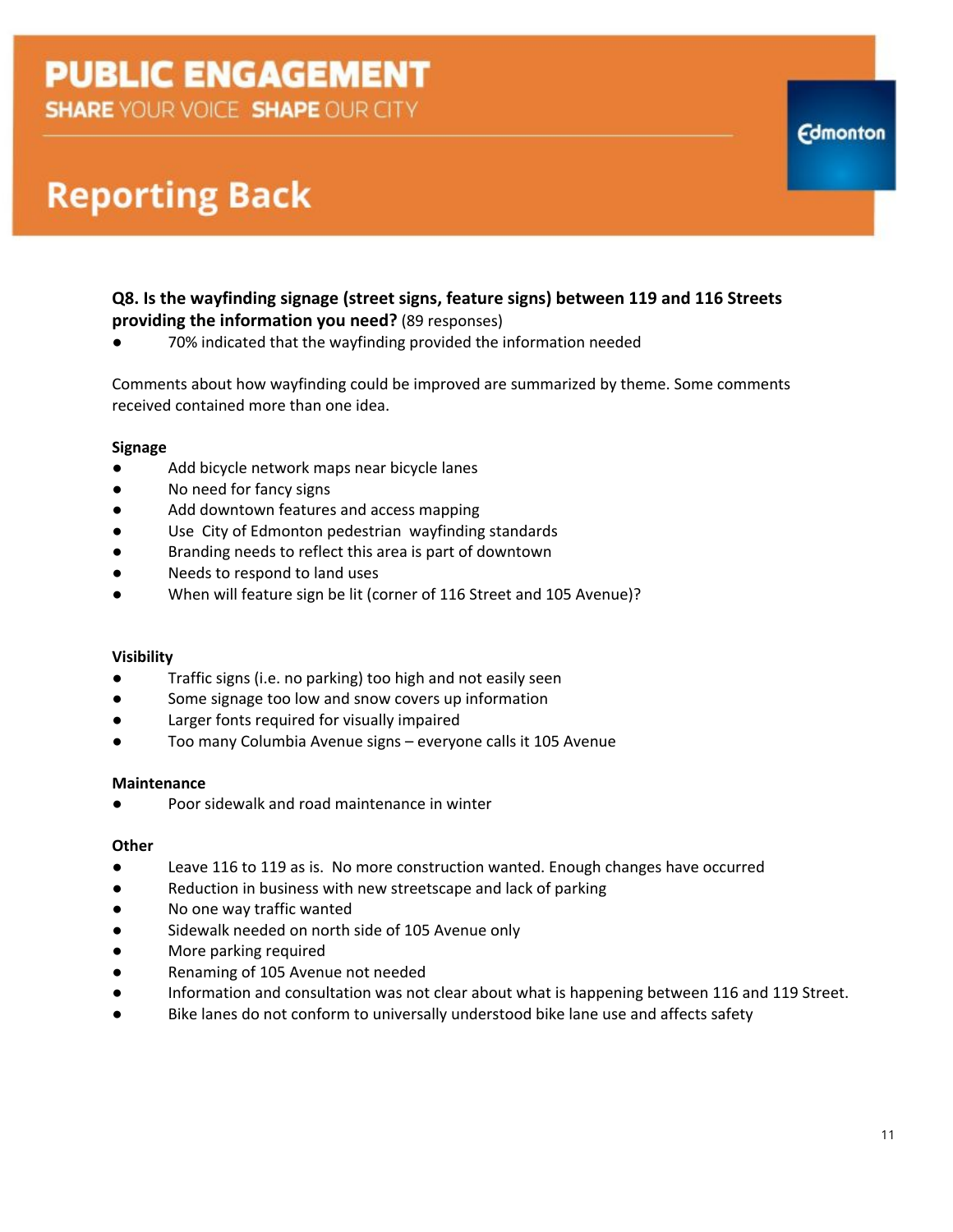**Q8. Is the wayfinding signage (street signs, feature signs) between 119 and 116 Streets providing the information you need?** (89 responses)

- 70% indicated that the wayfinding provided the information needed

Comments about how wayfinding could be improved are summarized by theme. Some comments received contained more than one idea.

**Signage**

- Add bicycle network maps near bicycle lanes
- No need for fancy signs
- Add downtown features and access mapping
- Use City of Edmonton pedestrian wayfinding standards
- Branding needs to reflect this area is part of downtown
- Needs to respond to land uses
- When will feature sign be lit (corner of 116 Street and 105 Avenue)?

**Visibility**

- Traffic signs (i.e. no parking) too high and not easily seen
- Some signage too low and snow covers up information
- Larger fonts required for visually impaired
- Too many Columbia Avenue signs – everyone calls it 105 Avenue

**Maintenance**

- Poor sidewalk and road maintenance in winter

**Other**

- Leave 116 to 119 as is. No more construction wanted. Enough changes have occurred
- Reduction in business with new streetscape and lack of parking
- No one way traffic wanted
- Sidewalk needed on north side of 105 Avenue only
- More parking required
- Renaming of 105 Avenue not needed
- Information and consultation was not clear about what is happening between 116 and 119 Street.
- Bike lanes do not conform to universally understood bike lane use and affects safety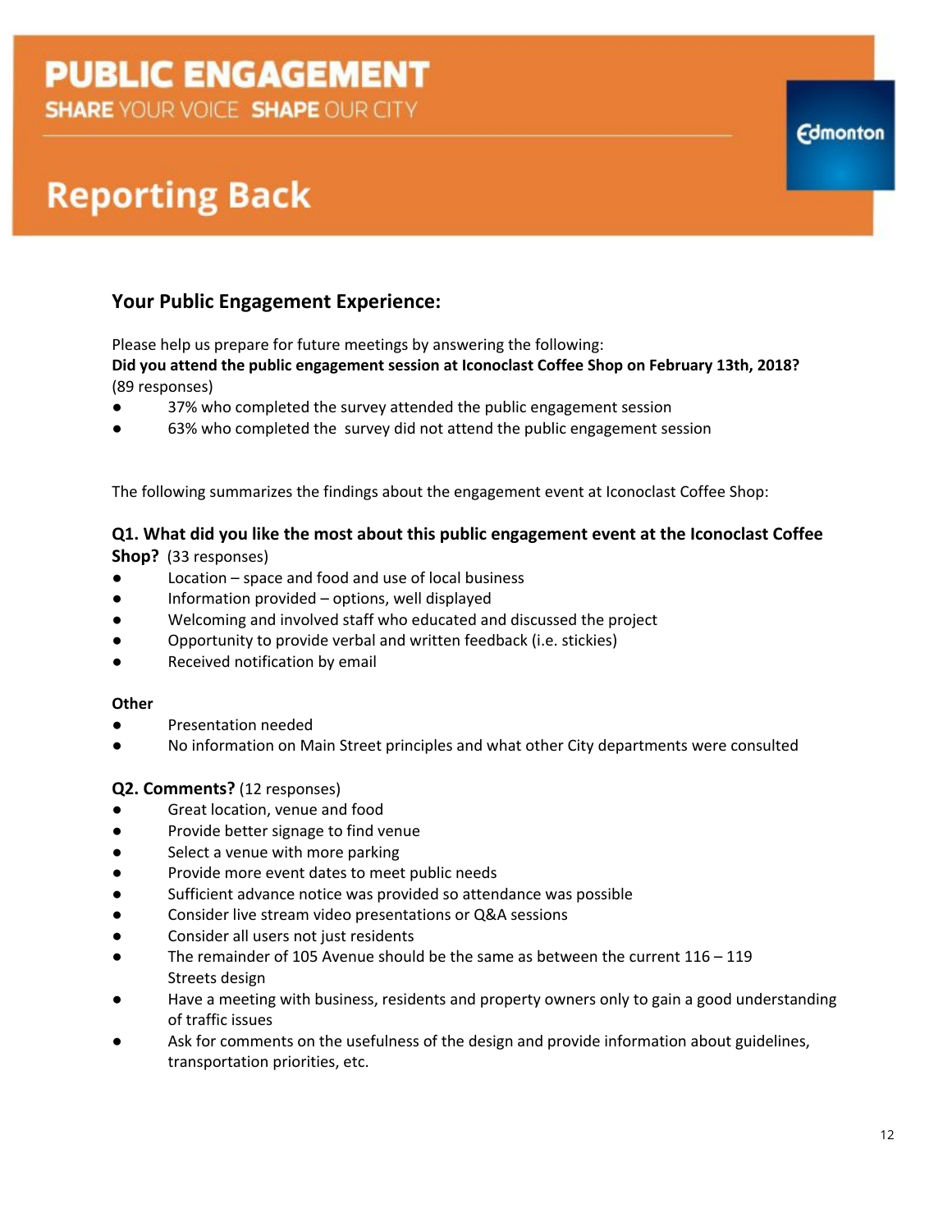# PUBLIC ENGAGEMENT

SHARE YOUR VOICE SHAPE OUR CITY

## Reporting Back

### Your Public Engagement Experience:

Please help us prepare for future meetings by answering the following:

**Did you attend the public engagement session at Iconoclast Coffee Shop on February 13th, 2018?** (89 responses)

- 37% who completed the survey attended the public engagement session
- 63% who completed the survey did not attend the public engagement session

The following summarizes the findings about the engagement event at Iconoclast Coffee Shop:

**Q1. What did you like the most about this public engagement event at the Iconoclast Coffee Shop?** (33 responses)

- Location – space and food and use of local business
- Information provided – options, well displayed
- Welcoming and involved staff who educated and discussed the project
- Opportunity to provide verbal and written feedback (i.e. stickies)
- Received notification by email

**Other**

- Presentation needed
- No information on Main Street principles and what other City departments were consulted

**Q2. Comments?** (12 responses)

- Great location, venue and food
- Provide better signage to find venue
- Select a venue with more parking
- Provide more event dates to meet public needs
- Sufficient advance notice was provided so attendance was possible
- Consider live stream video presentations or Q&A sessions
- Consider all users not just residents
- The remainder of 105 Avenue should be the same as between the current 116 – 119 Streets design
- Have a meeting with business, residents and property owners only to gain a good understanding of traffic issues
- Ask for comments on the usefulness of the design and provide information about guidelines, transportation priorities, etc.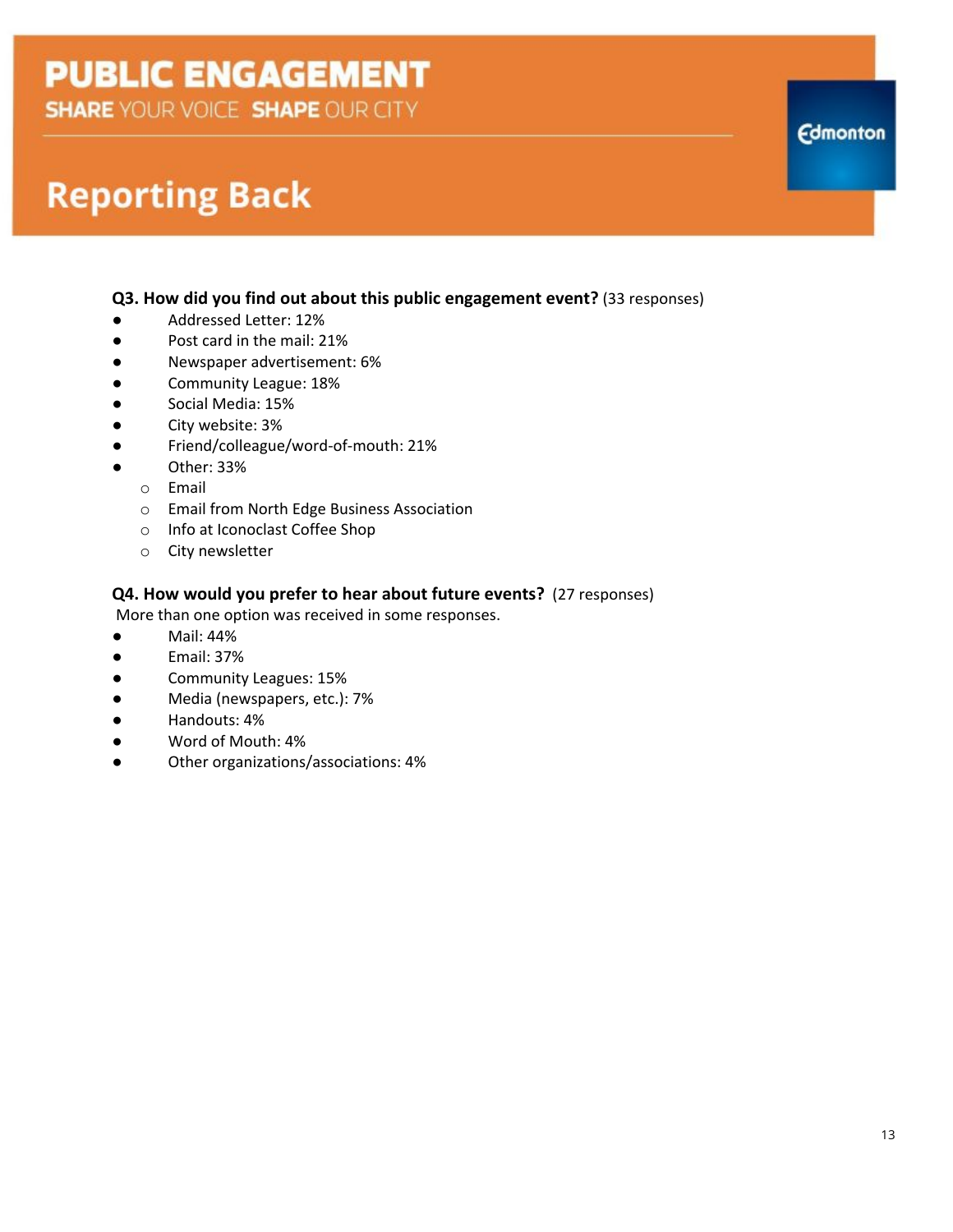**Q3. How did you find out about this public engagement event?** (33 responses)

- Addressed Letter: 12%
- Post card in the mail: 21%
- Newspaper advertisement: 6%
- Community League: 18%
- Social Media: 15%
- City website: 3%
- Friend/colleague/word-of-mouth: 21%
- Other: 33%
  - Email
  - Email from North Edge Business Association
  - Info at Iconoclast Coffee Shop
  - City newsletter

**Q4. How would you prefer to hear about future events?** (27 responses)

More than one option was received in some responses.

- Mail: 44%
- Email: 37%
- Community Leagues: 15%
- Media (newspapers, etc.): 7%
- Handouts: 4%
- Word of Mouth: 4%
- Other organizations/associations: 4%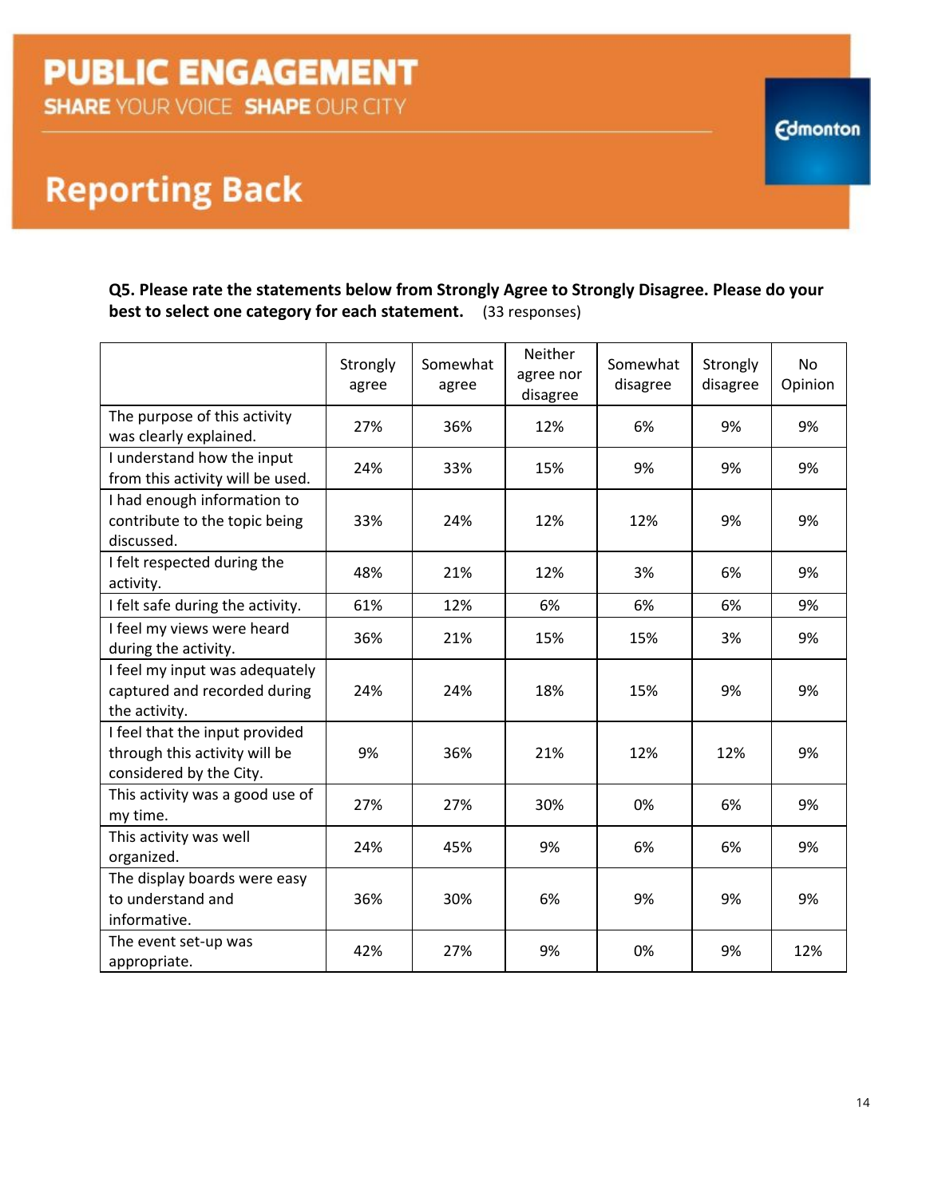**Q5. Please rate the statements below from Strongly Agree to Strongly Disagree. Please do your best to select one category for each statement.** (33 responses)

| | Strongly agree | Somewhat agree | Neither agree nor disagree | Somewhat disagree | Strongly disagree | No Opinion |
|---|---|---|---|---|---|---|
| The purpose of this activity was clearly explained. | 27% | 36% | 12% | 6% | 9% | 9% |
| I understand how the input from this activity will be used. | 24% | 33% | 15% | 9% | 9% | 9% |
| I had enough information to contribute to the topic being discussed. | 33% | 24% | 12% | 12% | 9% | 9% |
| I felt respected during the activity. | 48% | 21% | 12% | 3% | 6% | 9% |
| I felt safe during the activity. | 61% | 12% | 6% | 6% | 6% | 9% |
| I feel my views were heard during the activity. | 36% | 21% | 15% | 15% | 3% | 9% |
| I feel my input was adequately captured and recorded during the activity. | 24% | 24% | 18% | 15% | 9% | 9% |
| I feel that the input provided through this activity will be considered by the City. | 9% | 36% | 21% | 12% | 12% | 9% |
| This activity was a good use of my time. | 27% | 27% | 30% | 0% | 6% | 9% |
| This activity was well organized. | 24% | 45% | 9% | 6% | 6% | 9% |
| The display boards were easy to understand and informative. | 36% | 30% | 6% | 9% | 9% | 9% |
| The event set-up was appropriate. | 42% | 27% | 9% | 0% | 9% | 12% |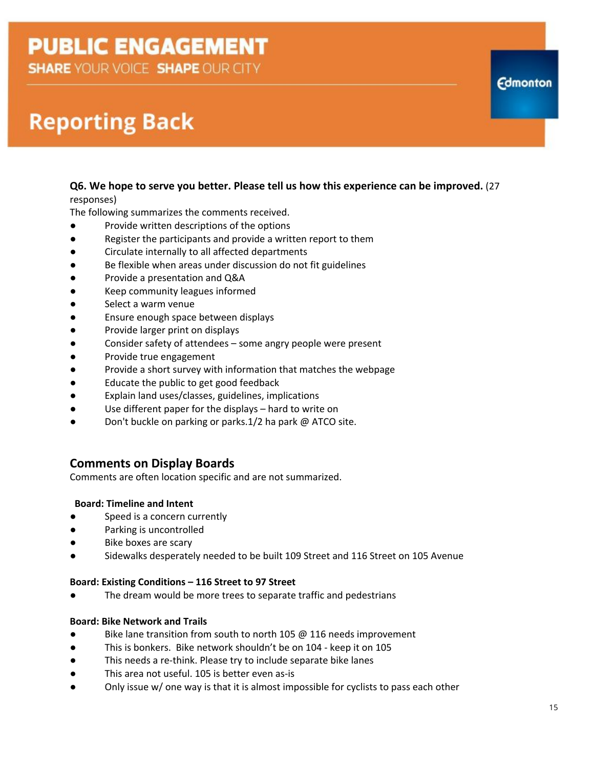**Q6. We hope to serve you better. Please tell us how this experience can be improved.** (27 responses)

The following summarizes the comments received.

- Provide written descriptions of the options
- Register the participants and provide a written report to them
- Circulate internally to all affected departments
- Be flexible when areas under discussion do not fit guidelines
- Provide a presentation and Q&A
- Keep community leagues informed
- Select a warm venue
- Ensure enough space between displays
- Provide larger print on displays
- Consider safety of attendees – some angry people were present
- Provide true engagement
- Provide a short survey with information that matches the webpage
- Educate the public to get good feedback
- Explain land uses/classes, guidelines, implications
- Use different paper for the displays – hard to write on
- Don't buckle on parking or parks.1/2 ha park @ ATCO site.

## Comments on Display Boards

Comments are often location specific and are not summarized.

**Board: Timeline and Intent**

- Speed is a concern currently
- Parking is uncontrolled
- Bike boxes are scary
- Sidewalks desperately needed to be built 109 Street and 116 Street on 105 Avenue

**Board: Existing Conditions – 116 Street to 97 Street**

- The dream would be more trees to separate traffic and pedestrians

**Board: Bike Network and Trails**

- Bike lane transition from south to north 105 @ 116 needs improvement
- This is bonkers. Bike network shouldn't be on 104 - keep it on 105
- This needs a re-think. Please try to include separate bike lanes
- This area not useful. 105 is better even as-is
- Only issue w/ one way is that it is almost impossible for cyclists to pass each other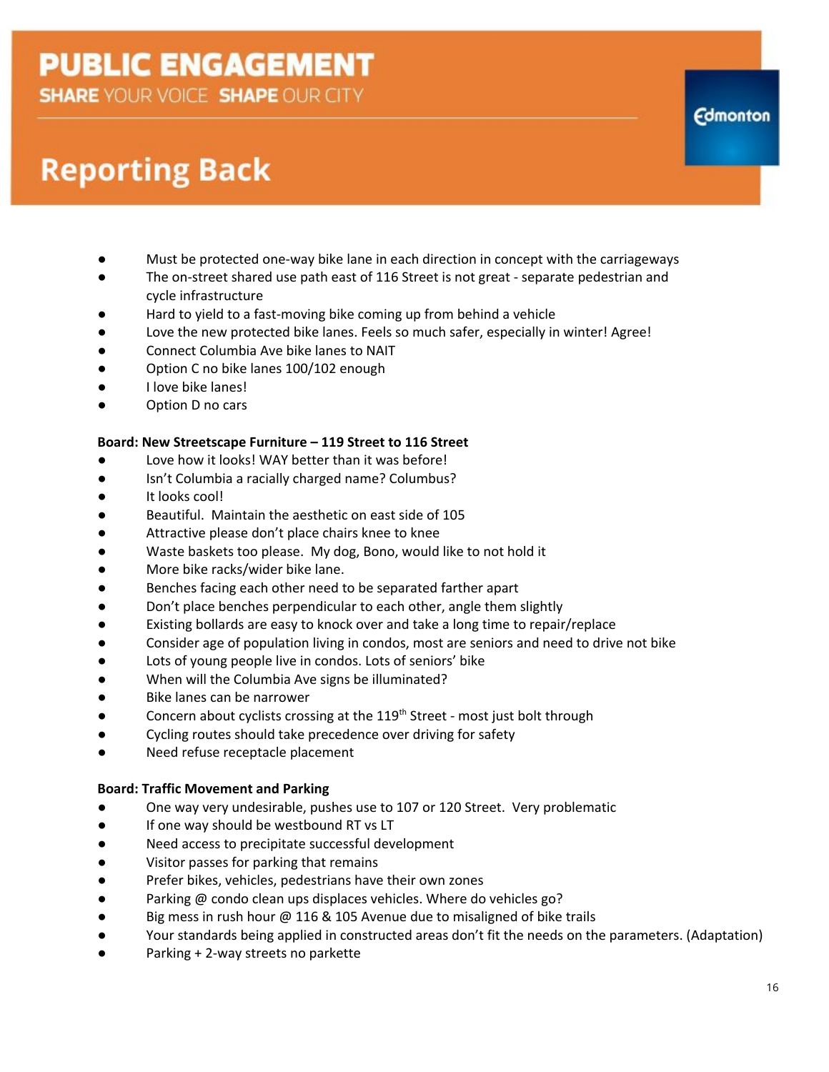- Must be protected one-way bike lane in each direction in concept with the carriageways
- The on-street shared use path east of 116 Street is not great - separate pedestrian and cycle infrastructure
- Hard to yield to a fast-moving bike coming up from behind a vehicle
- Love the new protected bike lanes. Feels so much safer, especially in winter! Agree!
- Connect Columbia Ave bike lanes to NAIT
- Option C no bike lanes 100/102 enough
- I love bike lanes!
- Option D no cars

**Board: New Streetscape Furniture – 119 Street to 116 Street**

- Love how it looks! WAY better than it was before!
- Isn't Columbia a racially charged name? Columbus?
- It looks cool!
- Beautiful. Maintain the aesthetic on east side of 105
- Attractive please don't place chairs knee to knee
- Waste baskets too please. My dog, Bono, would like to not hold it
- More bike racks/wider bike lane.
- Benches facing each other need to be separated farther apart
- Don't place benches perpendicular to each other, angle them slightly
- Existing bollards are easy to knock over and take a long time to repair/replace
- Consider age of population living in condos, most are seniors and need to drive not bike
- Lots of young people live in condos. Lots of seniors' bike
- When will the Columbia Ave signs be illuminated?
- Bike lanes can be narrower
- Concern about cyclists crossing at the 119th Street - most just bolt through
- Cycling routes should take precedence over driving for safety
- Need refuse receptacle placement

**Board: Traffic Movement and Parking**

- One way very undesirable, pushes use to 107 or 120 Street. Very problematic
- If one way should be westbound RT vs LT
- Need access to precipitate successful development
- Visitor passes for parking that remains
- Prefer bikes, vehicles, pedestrians have their own zones
- Parking @ condo clean ups displaces vehicles. Where do vehicles go?
- Big mess in rush hour @ 116 & 105 Avenue due to misaligned of bike trails
- Your standards being applied in constructed areas don't fit the needs on the parameters. (Adaptation)
- Parking + 2-way streets no parkette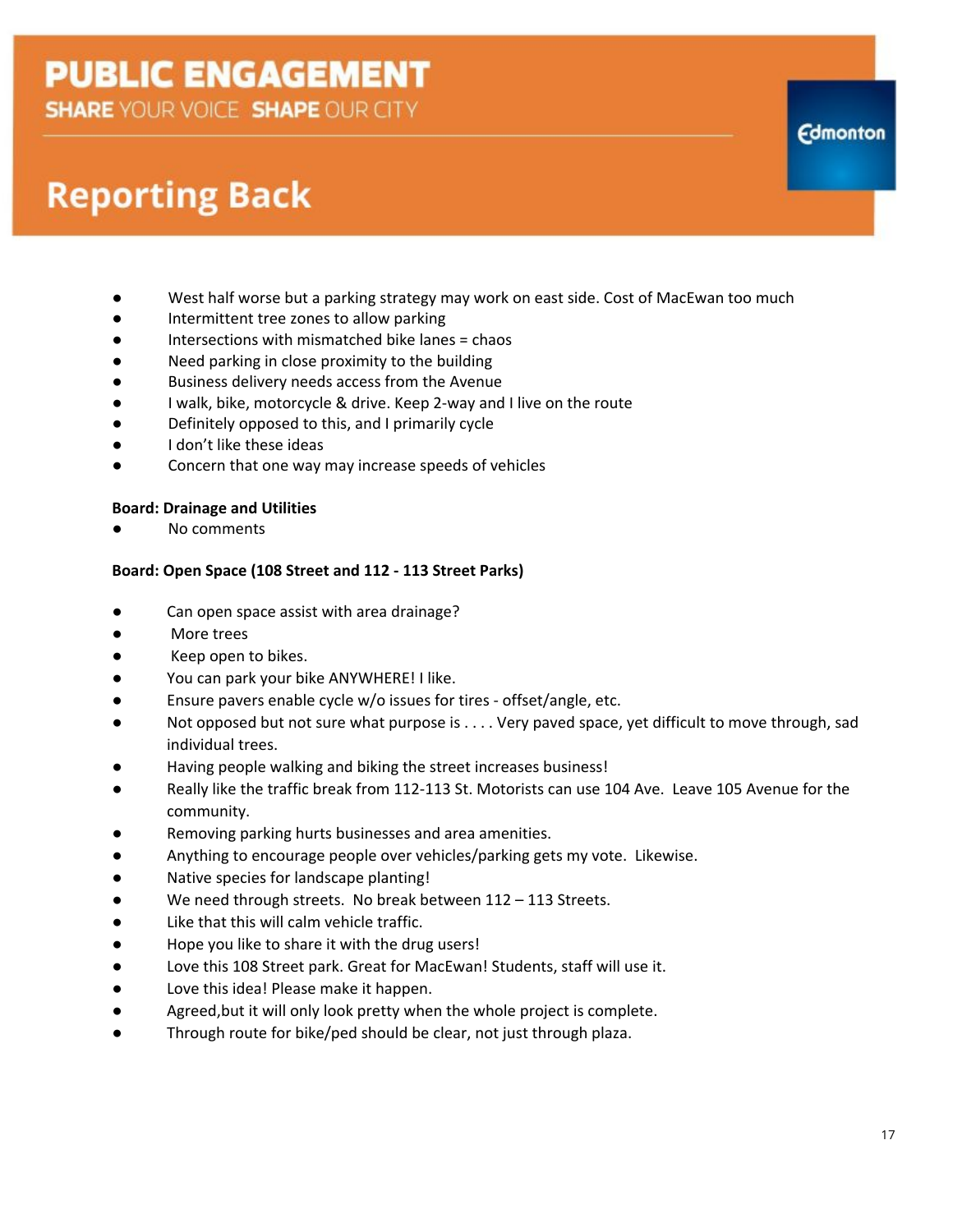- West half worse but a parking strategy may work on east side. Cost of MacEwan too much
- Intermittent tree zones to allow parking
- Intersections with mismatched bike lanes = chaos
- Need parking in close proximity to the building
- Business delivery needs access from the Avenue
- I walk, bike, motorcycle & drive. Keep 2-way and I live on the route
- Definitely opposed to this, and I primarily cycle
- I don't like these ideas
- Concern that one way may increase speeds of vehicles

**Board: Drainage and Utilities**

- No comments

**Board: Open Space (108 Street and 112 - 113 Street Parks)**

- Can open space assist with area drainage?
- More trees
- Keep open to bikes.
- You can park your bike ANYWHERE! I like.
- Ensure pavers enable cycle w/o issues for tires - offset/angle, etc.
- Not opposed but not sure what purpose is . . . . Very paved space, yet difficult to move through, sad individual trees.
- Having people walking and biking the street increases business!
- Really like the traffic break from 112-113 St. Motorists can use 104 Ave. Leave 105 Avenue for the community.
- Removing parking hurts businesses and area amenities.
- Anything to encourage people over vehicles/parking gets my vote. Likewise.
- Native species for landscape planting!
- We need through streets. No break between 112 – 113 Streets.
- Like that this will calm vehicle traffic.
- Hope you like to share it with the drug users!
- Love this 108 Street park. Great for MacEwan! Students, staff will use it.
- Love this idea! Please make it happen.
- Agreed,but it will only look pretty when the whole project is complete.
- Through route for bike/ped should be clear, not just through plaza.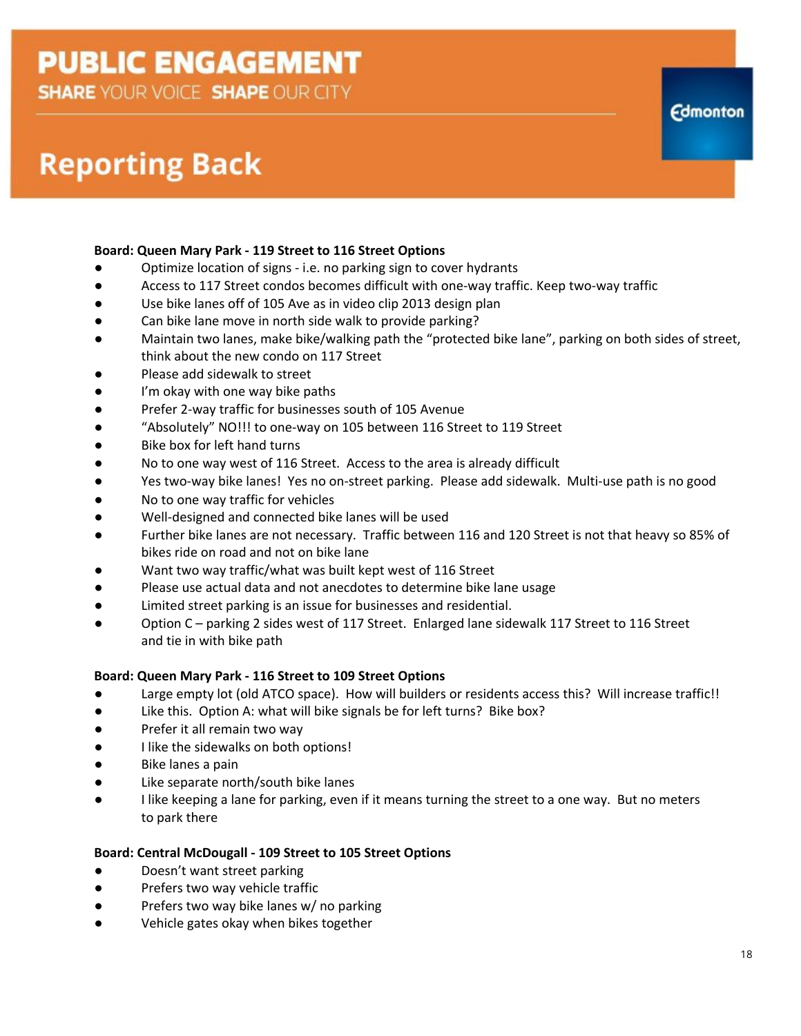# PUBLIC ENGAGEMENT

SHARE YOUR VOICE SHAPE OUR CITY

## Reporting Back

**Board: Queen Mary Park - 119 Street to 116 Street Options**

- Optimize location of signs - i.e. no parking sign to cover hydrants
- Access to 117 Street condos becomes difficult with one-way traffic. Keep two-way traffic
- Use bike lanes off of 105 Ave as in video clip 2013 design plan
- Can bike lane move in north side walk to provide parking?
- Maintain two lanes, make bike/walking path the "protected bike lane", parking on both sides of street, think about the new condo on 117 Street
- Please add sidewalk to street
- I'm okay with one way bike paths
- Prefer 2-way traffic for businesses south of 105 Avenue
- "Absolutely" NO!!! to one-way on 105 between 116 Street to 119 Street
- Bike box for left hand turns
- No to one way west of 116 Street. Access to the area is already difficult
- Yes two-way bike lanes! Yes no on-street parking. Please add sidewalk. Multi-use path is no good
- No to one way traffic for vehicles
- Well-designed and connected bike lanes will be used
- Further bike lanes are not necessary. Traffic between 116 and 120 Street is not that heavy so 85% of bikes ride on road and not on bike lane
- Want two way traffic/what was built kept west of 116 Street
- Please use actual data and not anecdotes to determine bike lane usage
- Limited street parking is an issue for businesses and residential.
- Option C – parking 2 sides west of 117 Street. Enlarged lane sidewalk 117 Street to 116 Street and tie in with bike path

**Board: Queen Mary Park - 116 Street to 109 Street Options**

- Large empty lot (old ATCO space). How will builders or residents access this? Will increase traffic!!
- Like this. Option A: what will bike signals be for left turns? Bike box?
- Prefer it all remain two way
- I like the sidewalks on both options!
- Bike lanes a pain
- Like separate north/south bike lanes
- I like keeping a lane for parking, even if it means turning the street to a one way. But no meters to park there

**Board: Central McDougall - 109 Street to 105 Street Options**

- Doesn't want street parking
- Prefers two way vehicle traffic
- Prefers two way bike lanes w/ no parking
- Vehicle gates okay when bikes together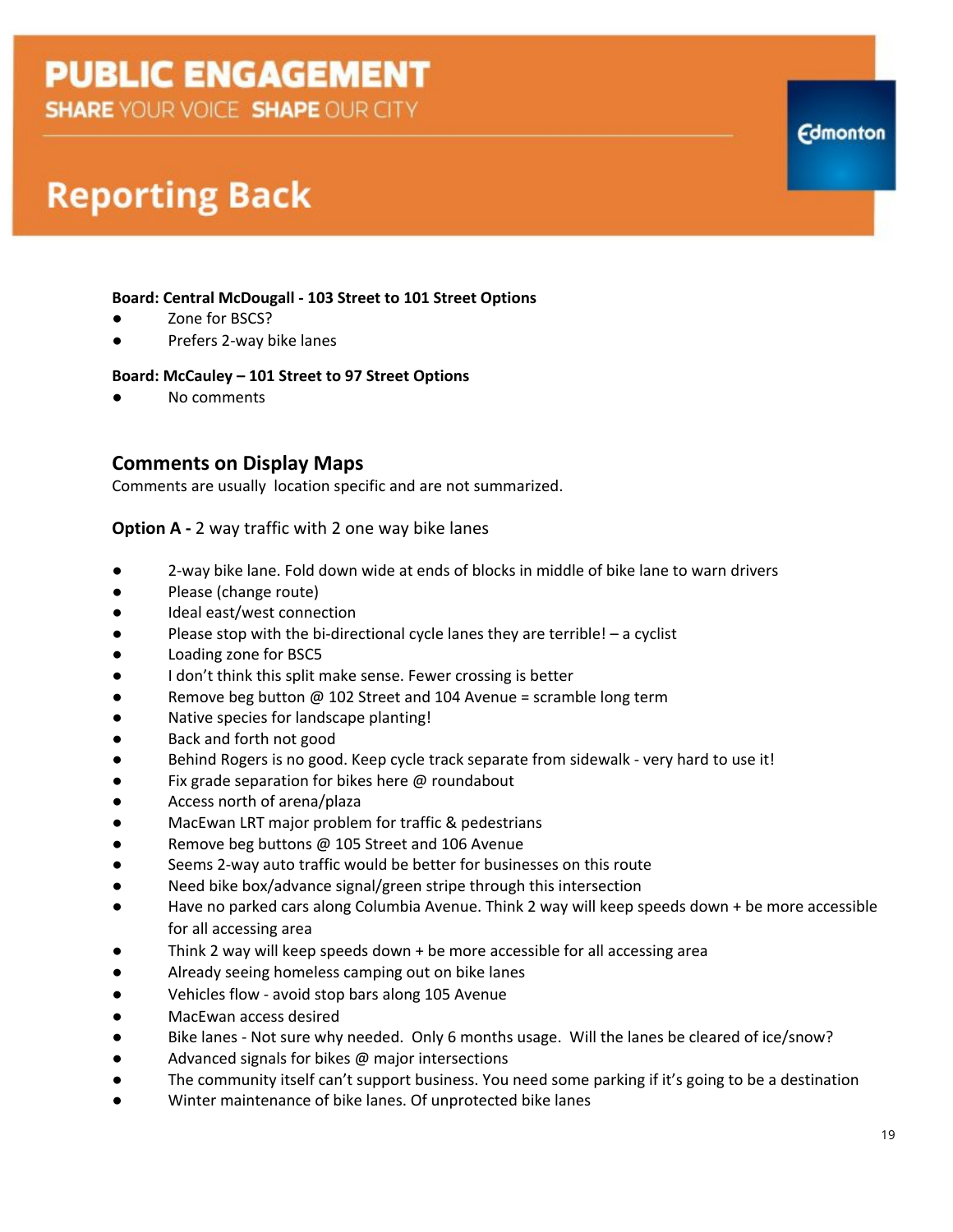**Board: Central McDougall - 103 Street to 101 Street Options**

- Zone for BSCS?
- Prefers 2-way bike lanes

**Board: McCauley – 101 Street to 97 Street Options**

- No comments

## Comments on Display Maps

Comments are usually location specific and are not summarized.

**Option A -** 2 way traffic with 2 one way bike lanes

- 2-way bike lane. Fold down wide at ends of blocks in middle of bike lane to warn drivers
- Please (change route)
- Ideal east/west connection
- Please stop with the bi-directional cycle lanes they are terrible! – a cyclist
- Loading zone for BSC5
- I don't think this split make sense. Fewer crossing is better
- Remove beg button @ 102 Street and 104 Avenue = scramble long term
- Native species for landscape planting!
- Back and forth not good
- Behind Rogers is no good. Keep cycle track separate from sidewalk - very hard to use it!
- Fix grade separation for bikes here @ roundabout
- Access north of arena/plaza
- MacEwan LRT major problem for traffic & pedestrians
- Remove beg buttons @ 105 Street and 106 Avenue
- Seems 2-way auto traffic would be better for businesses on this route
- Need bike box/advance signal/green stripe through this intersection
- Have no parked cars along Columbia Avenue. Think 2 way will keep speeds down + be more accessible for all accessing area
- Think 2 way will keep speeds down + be more accessible for all accessing area
- Already seeing homeless camping out on bike lanes
- Vehicles flow - avoid stop bars along 105 Avenue
- MacEwan access desired
- Bike lanes - Not sure why needed. Only 6 months usage. Will the lanes be cleared of ice/snow?
- Advanced signals for bikes @ major intersections
- The community itself can't support business. You need some parking if it's going to be a destination
- Winter maintenance of bike lanes. Of unprotected bike lanes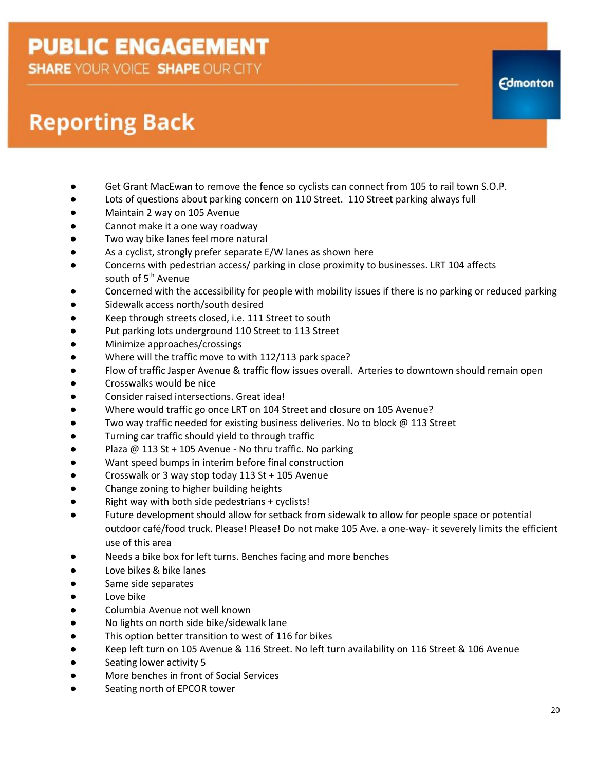- Get Grant MacEwan to remove the fence so cyclists can connect from 105 to rail town S.O.P.
- Lots of questions about parking concern on 110 Street. 110 Street parking always full
- Maintain 2 way on 105 Avenue
- Cannot make it a one way roadway
- Two way bike lanes feel more natural
- As a cyclist, strongly prefer separate E/W lanes as shown here
- Concerns with pedestrian access/ parking in close proximity to businesses. LRT 104 affects south of 5th Avenue
- Concerned with the accessibility for people with mobility issues if there is no parking or reduced parking
- Sidewalk access north/south desired
- Keep through streets closed, i.e. 111 Street to south
- Put parking lots underground 110 Street to 113 Street
- Minimize approaches/crossings
- Where will the traffic move to with 112/113 park space?
- Flow of traffic Jasper Avenue & traffic flow issues overall. Arteries to downtown should remain open
- Crosswalks would be nice
- Consider raised intersections. Great idea!
- Where would traffic go once LRT on 104 Street and closure on 105 Avenue?
- Two way traffic needed for existing business deliveries. No to block @ 113 Street
- Turning car traffic should yield to through traffic
- Plaza @ 113 St + 105 Avenue - No thru traffic. No parking
- Want speed bumps in interim before final construction
- Crosswalk or 3 way stop today 113 St + 105 Avenue
- Change zoning to higher building heights
- Right way with both side pedestrians + cyclists!
- Future development should allow for setback from sidewalk to allow for people space or potential outdoor café/food truck. Please! Please! Do not make 105 Ave. a one-way- it severely limits the efficient use of this area
- Needs a bike box for left turns. Benches facing and more benches
- Love bikes & bike lanes
- Same side separates
- Love bike
- Columbia Avenue not well known
- No lights on north side bike/sidewalk lane
- This option better transition to west of 116 for bikes
- Keep left turn on 105 Avenue & 116 Street. No left turn availability on 116 Street & 106 Avenue
- Seating lower activity 5
- More benches in front of Social Services
- Seating north of EPCOR tower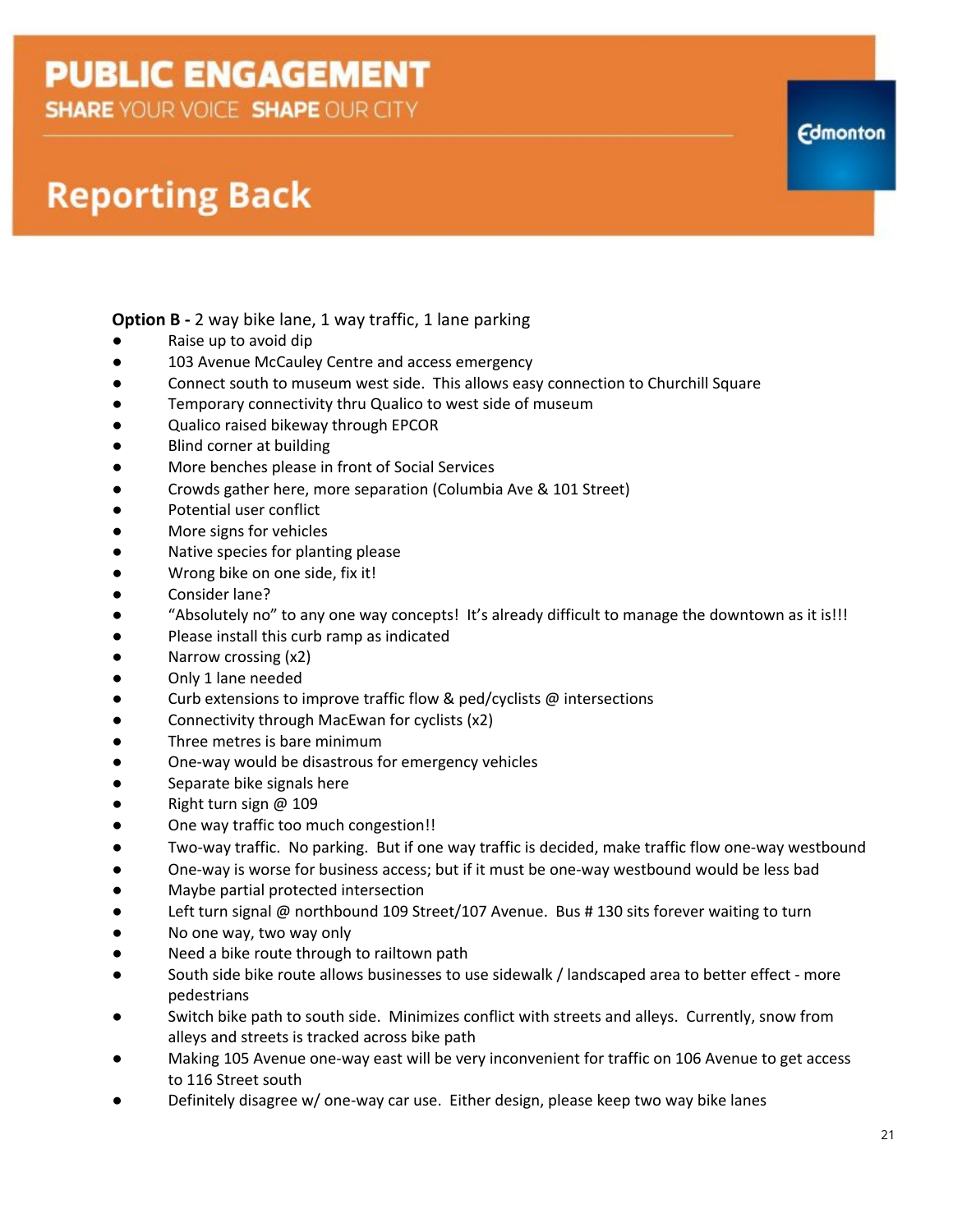**Option B -** 2 way bike lane, 1 way traffic, 1 lane parking

- Raise up to avoid dip
- 103 Avenue McCauley Centre and access emergency
- Connect south to museum west side. This allows easy connection to Churchill Square
- Temporary connectivity thru Qualico to west side of museum
- Qualico raised bikeway through EPCOR
- Blind corner at building
- More benches please in front of Social Services
- Crowds gather here, more separation (Columbia Ave & 101 Street)
- Potential user conflict
- More signs for vehicles
- Native species for planting please
- Wrong bike on one side, fix it!
- Consider lane?
- "Absolutely no" to any one way concepts! It's already difficult to manage the downtown as it is!!!
- Please install this curb ramp as indicated
- Narrow crossing (x2)
- Only 1 lane needed
- Curb extensions to improve traffic flow & ped/cyclists @ intersections
- Connectivity through MacEwan for cyclists (x2)
- Three metres is bare minimum
- One-way would be disastrous for emergency vehicles
- Separate bike signals here
- Right turn sign @ 109
- One way traffic too much congestion!!
- Two-way traffic. No parking. But if one way traffic is decided, make traffic flow one-way westbound
- One-way is worse for business access; but if it must be one-way westbound would be less bad
- Maybe partial protected intersection
- Left turn signal @ northbound 109 Street/107 Avenue. Bus # 130 sits forever waiting to turn
- No one way, two way only
- Need a bike route through to railtown path
- South side bike route allows businesses to use sidewalk / landscaped area to better effect - more pedestrians
- Switch bike path to south side. Minimizes conflict with streets and alleys. Currently, snow from alleys and streets is tracked across bike path
- Making 105 Avenue one-way east will be very inconvenient for traffic on 106 Avenue to get access to 116 Street south
- Definitely disagree w/ one-way car use. Either design, please keep two way bike lanes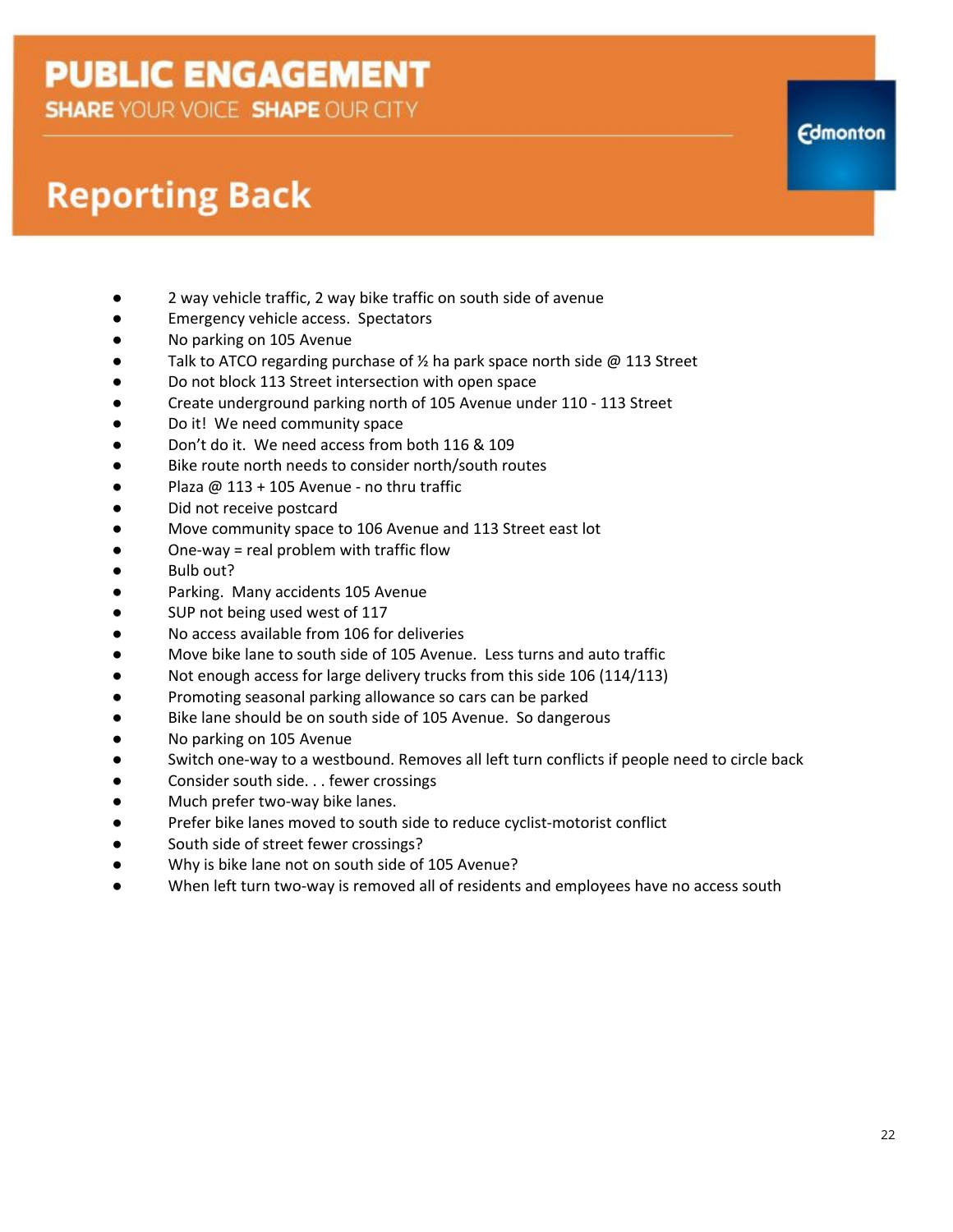# PUBLIC ENGAGEMENT

**SHARE** YOUR VOICE **SHAPE** OUR CITY

## Reporting Back

- 2 way vehicle traffic, 2 way bike traffic on south side of avenue
- Emergency vehicle access. Spectators
- No parking on 105 Avenue
- Talk to ATCO regarding purchase of ½ ha park space north side @ 113 Street
- Do not block 113 Street intersection with open space
- Create underground parking north of 105 Avenue under 110 - 113 Street
- Do it! We need community space
- Don't do it. We need access from both 116 & 109
- Bike route north needs to consider north/south routes
- Plaza @ 113 + 105 Avenue - no thru traffic
- Did not receive postcard
- Move community space to 106 Avenue and 113 Street east lot
- One-way = real problem with traffic flow
- Bulb out?
- Parking. Many accidents 105 Avenue
- SUP not being used west of 117
- No access available from 106 for deliveries
- Move bike lane to south side of 105 Avenue. Less turns and auto traffic
- Not enough access for large delivery trucks from this side 106 (114/113)
- Promoting seasonal parking allowance so cars can be parked
- Bike lane should be on south side of 105 Avenue. So dangerous
- No parking on 105 Avenue
- Switch one-way to a westbound. Removes all left turn conflicts if people need to circle back
- Consider south side. . . fewer crossings
- Much prefer two-way bike lanes.
- Prefer bike lanes moved to south side to reduce cyclist-motorist conflict
- South side of street fewer crossings?
- Why is bike lane not on south side of 105 Avenue?
- When left turn two-way is removed all of residents and employees have no access south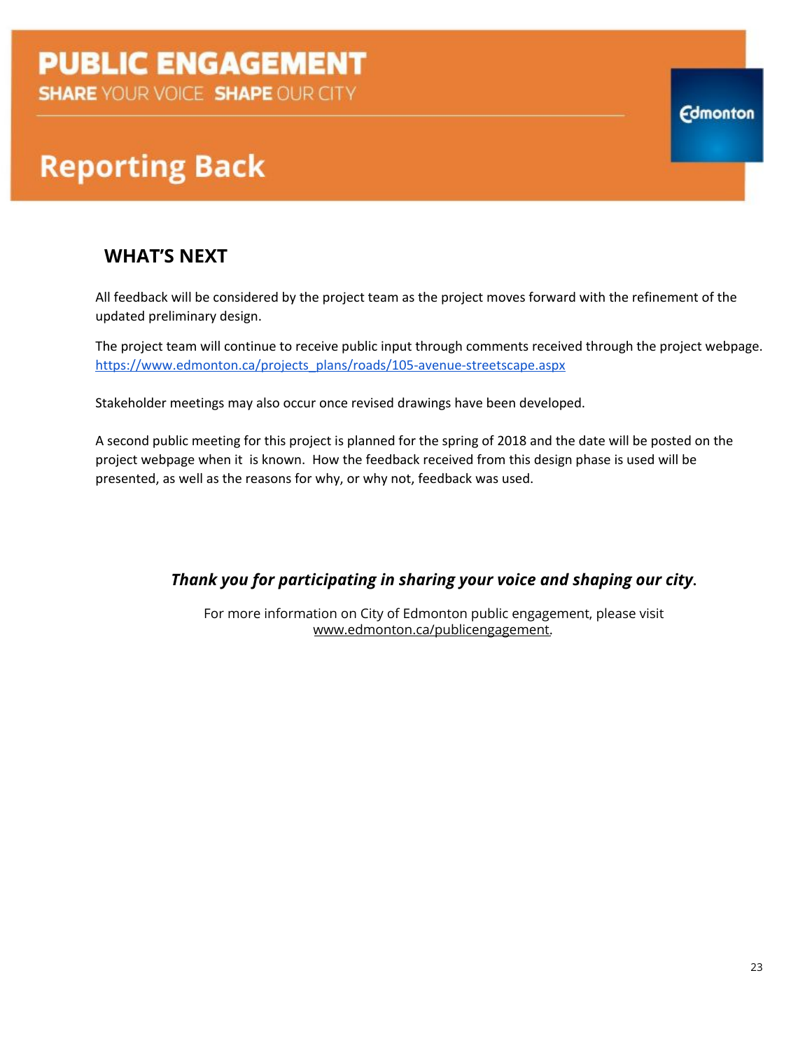# PUBLIC ENGAGEMENT

**SHARE** YOUR VOICE **SHAPE** OUR CITY

## Reporting Back

### WHAT'S NEXT

All feedback will be considered by the project team as the project moves forward with the refinement of the updated preliminary design.

The project team will continue to receive public input through comments received through the project webpage. https://www.edmonton.ca/projects_plans/roads/105-avenue-streetscape.aspx

Stakeholder meetings may also occur once revised drawings have been developed.

A second public meeting for this project is planned for the spring of 2018 and the date will be posted on the project webpage when it is known. How the feedback received from this design phase is used will be presented, as well as the reasons for why, or why not, feedback was used.

***Thank you for participating in sharing your voice and shaping our city*.**

For more information on City of Edmonton public engagement, please visit www.edmonton.ca/publicengagement.